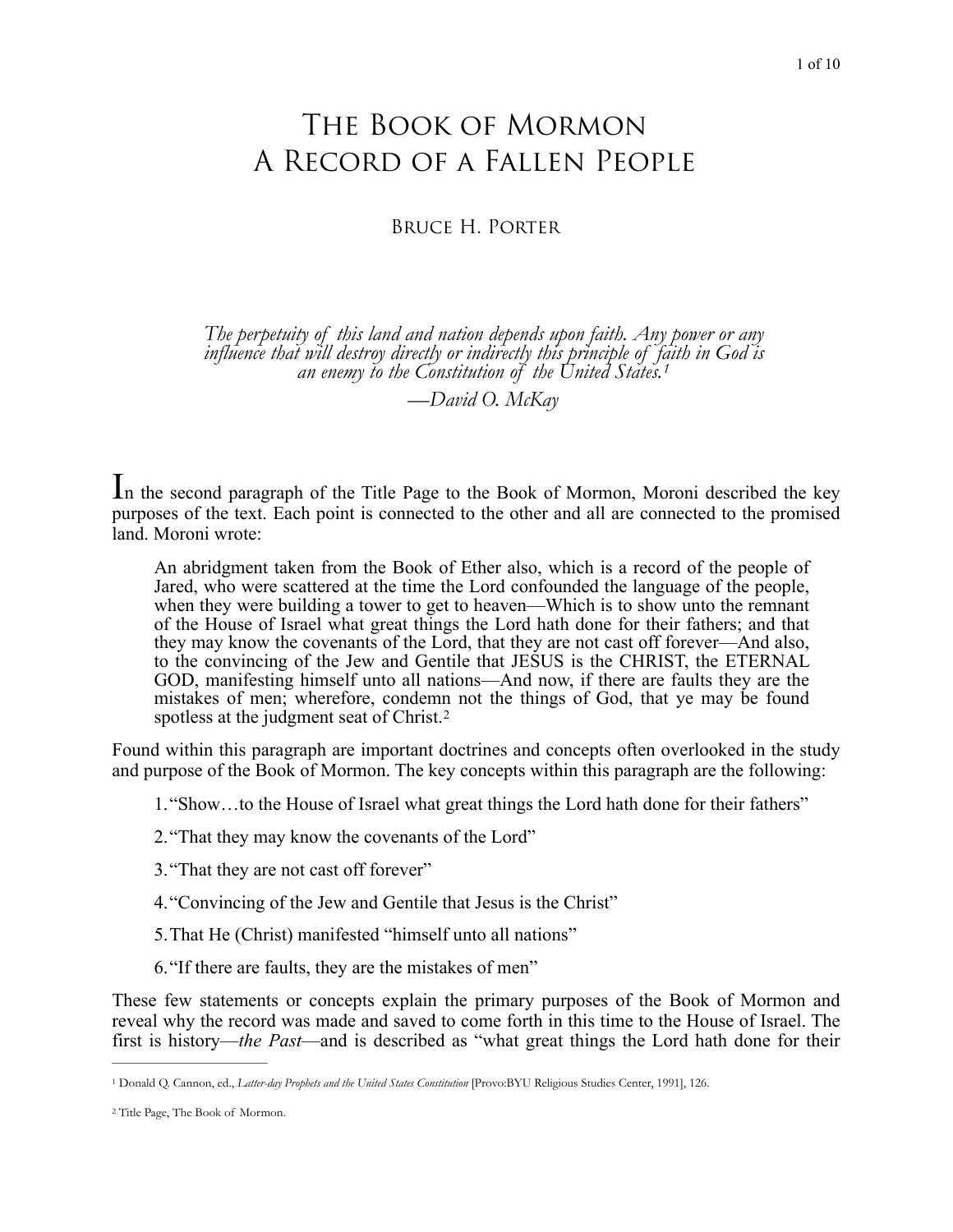# The Book of Mormon
# A Record of a Fallen People

Bruce H. Porter

> *The perpetuity of this land and nation depends upon faith. Any power or any influence that will destroy directly or indirectly this principle of faith in God is an enemy to the Constitution of the United States.*[1]
>
> *—David O. McKay*

In the second paragraph of the Title Page to the Book of Mormon, Moroni described the key purposes of the text. Each point is connected to the other and all are connected to the promised land. Moroni wrote:

> An abridgment taken from the Book of Ether also, which is a record of the people of Jared, who were scattered at the time the Lord confounded the language of the people, when they were building a tower to get to heaven—Which is to show unto the remnant of the House of Israel what great things the Lord hath done for their fathers; and that they may know the covenants of the Lord, that they are not cast off forever—And also, to the convincing of the Jew and Gentile that JESUS is the CHRIST, the ETERNAL GOD, manifesting himself unto all nations—And now, if there are faults they are the mistakes of men; wherefore, condemn not the things of God, that ye may be found spotless at the judgment seat of Christ.[2]

Found within this paragraph are important doctrines and concepts often overlooked in the study and purpose of the Book of Mormon. The key concepts within this paragraph are the following:

1. "Show…to the House of Israel what great things the Lord hath done for their fathers"
2. "That they may know the covenants of the Lord"
3. "That they are not cast off forever"
4. "Convincing of the Jew and Gentile that Jesus is the Christ"
5. That He (Christ) manifested "himself unto all nations"
6. "If there are faults, they are the mistakes of men"

These few statements or concepts explain the primary purposes of the Book of Mormon and reveal why the record was made and saved to come forth in this time to the House of Israel. The first is history—*the Past*—and is described as "what great things the Lord hath done for their

---

[1] Donald Q. Cannon, ed., *Latter-day Prophets and the United States Constitution* [Provo:BYU Religious Studies Center, 1991], 126.

[2] Title Page, The Book of Mormon.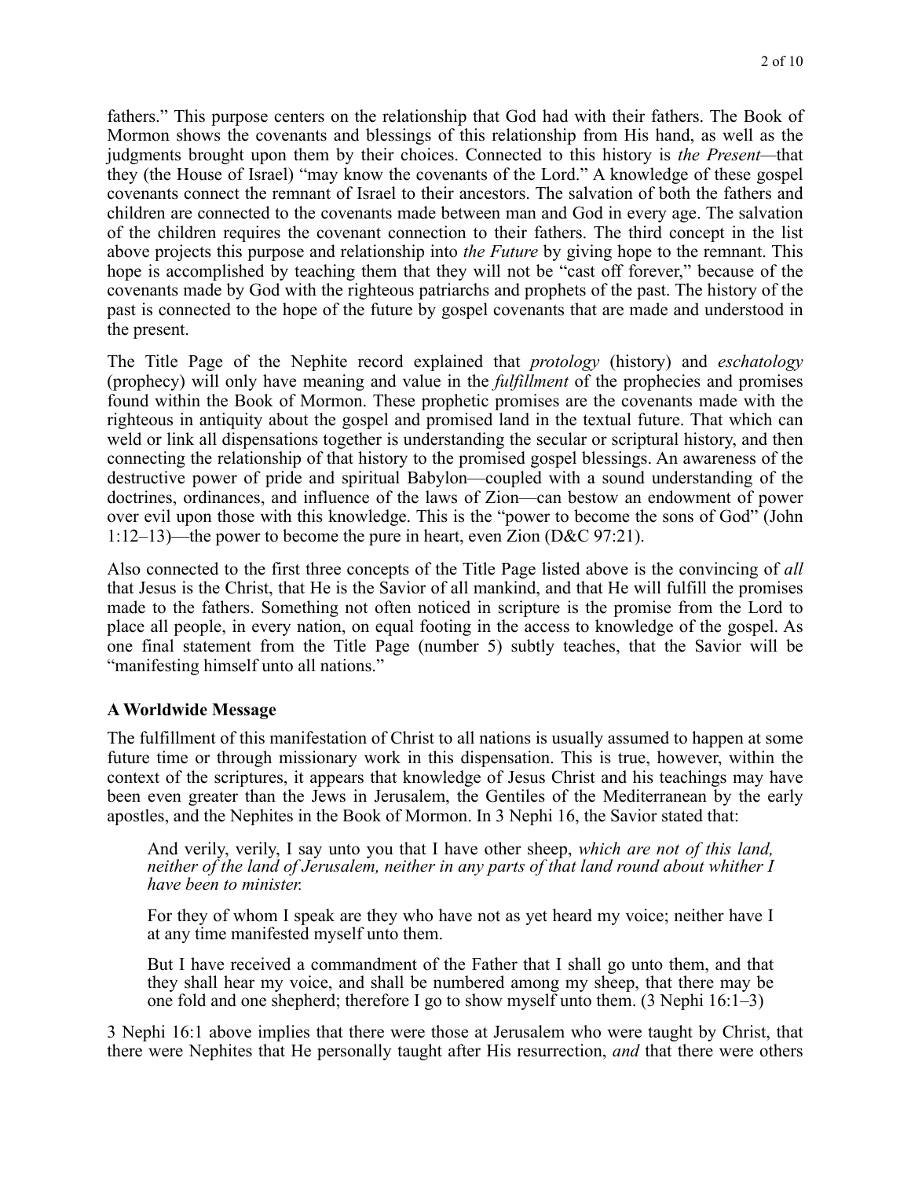fathers." This purpose centers on the relationship that God had with their fathers. The Book of Mormon shows the covenants and blessings of this relationship from His hand, as well as the judgments brought upon them by their choices. Connected to this history is *the Present*—that they (the House of Israel) "may know the covenants of the Lord." A knowledge of these gospel covenants connect the remnant of Israel to their ancestors. The salvation of both the fathers and children are connected to the covenants made between man and God in every age. The salvation of the children requires the covenant connection to their fathers. The third concept in the list above projects this purpose and relationship into *the Future* by giving hope to the remnant. This hope is accomplished by teaching them that they will not be "cast off forever," because of the covenants made by God with the righteous patriarchs and prophets of the past. The history of the past is connected to the hope of the future by gospel covenants that are made and understood in the present.

The Title Page of the Nephite record explained that *protology* (history) and *eschatology* (prophecy) will only have meaning and value in the *fulfillment* of the prophecies and promises found within the Book of Mormon. These prophetic promises are the covenants made with the righteous in antiquity about the gospel and promised land in the textual future. That which can weld or link all dispensations together is understanding the secular or scriptural history, and then connecting the relationship of that history to the promised gospel blessings. An awareness of the destructive power of pride and spiritual Babylon—coupled with a sound understanding of the doctrines, ordinances, and influence of the laws of Zion—can bestow an endowment of power over evil upon those with this knowledge. This is the "power to become the sons of God" (John 1:12–13)—the power to become the pure in heart, even Zion (D&C 97:21).

Also connected to the first three concepts of the Title Page listed above is the convincing of *all* that Jesus is the Christ, that He is the Savior of all mankind, and that He will fulfill the promises made to the fathers. Something not often noticed in scripture is the promise from the Lord to place all people, in every nation, on equal footing in the access to knowledge of the gospel. As one final statement from the Title Page (number 5) subtly teaches, that the Savior will be "manifesting himself unto all nations."

**A Worldwide Message**

The fulfillment of this manifestation of Christ to all nations is usually assumed to happen at some future time or through missionary work in this dispensation. This is true, however, within the context of the scriptures, it appears that knowledge of Jesus Christ and his teachings may have been even greater than the Jews in Jerusalem, the Gentiles of the Mediterranean by the early apostles, and the Nephites in the Book of Mormon. In 3 Nephi 16, the Savior stated that:

> And verily, verily, I say unto you that I have other sheep, *which are not of this land, neither of the land of Jerusalem, neither in any parts of that land round about whither I have been to minister.*
>
> For they of whom I speak are they who have not as yet heard my voice; neither have I at any time manifested myself unto them.
>
> But I have received a commandment of the Father that I shall go unto them, and that they shall hear my voice, and shall be numbered among my sheep, that there may be one fold and one shepherd; therefore I go to show myself unto them. (3 Nephi 16:1–3)

3 Nephi 16:1 above implies that there were those at Jerusalem who were taught by Christ, that there were Nephites that He personally taught after His resurrection, *and* that there were others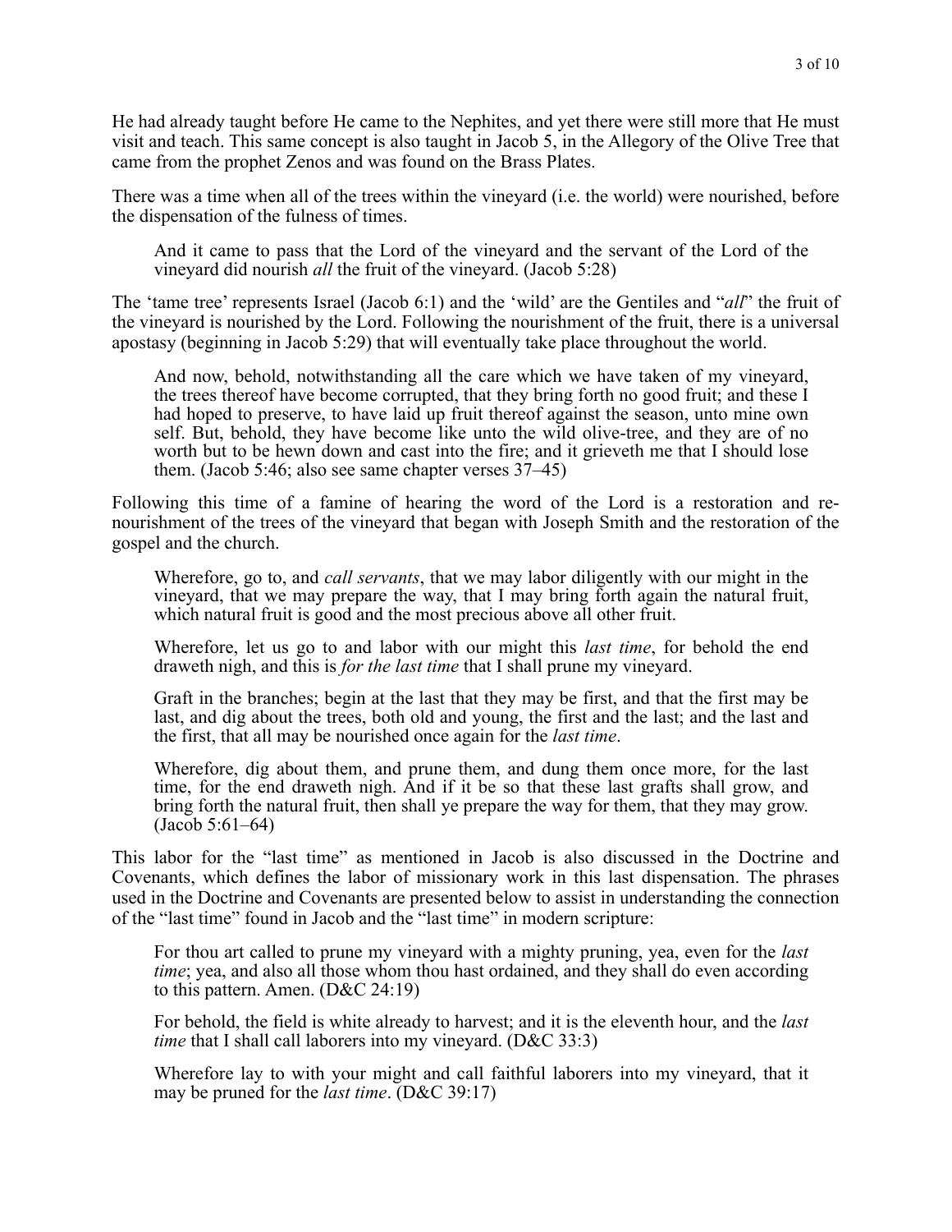He had already taught before He came to the Nephites, and yet there were still more that He must visit and teach. This same concept is also taught in Jacob 5, in the Allegory of the Olive Tree that came from the prophet Zenos and was found on the Brass Plates.

There was a time when all of the trees within the vineyard (i.e. the world) were nourished, before the dispensation of the fulness of times.

> And it came to pass that the Lord of the vineyard and the servant of the Lord of the vineyard did nourish *all* the fruit of the vineyard. (Jacob 5:28)

The 'tame tree' represents Israel (Jacob 6:1) and the 'wild' are the Gentiles and "*all*" the fruit of the vineyard is nourished by the Lord. Following the nourishment of the fruit, there is a universal apostasy (beginning in Jacob 5:29) that will eventually take place throughout the world.

> And now, behold, notwithstanding all the care which we have taken of my vineyard, the trees thereof have become corrupted, that they bring forth no good fruit; and these I had hoped to preserve, to have laid up fruit thereof against the season, unto mine own self. But, behold, they have become like unto the wild olive-tree, and they are of no worth but to be hewn down and cast into the fire; and it grieveth me that I should lose them. (Jacob 5:46; also see same chapter verses 37–45)

Following this time of a famine of hearing the word of the Lord is a restoration and re-nourishment of the trees of the vineyard that began with Joseph Smith and the restoration of the gospel and the church.

> Wherefore, go to, and *call servants*, that we may labor diligently with our might in the vineyard, that we may prepare the way, that I may bring forth again the natural fruit, which natural fruit is good and the most precious above all other fruit.
>
> Wherefore, let us go to and labor with our might this *last time*, for behold the end draweth nigh, and this is *for the last time* that I shall prune my vineyard.
>
> Graft in the branches; begin at the last that they may be first, and that the first may be last, and dig about the trees, both old and young, the first and the last; and the last and the first, that all may be nourished once again for the *last time*.
>
> Wherefore, dig about them, and prune them, and dung them once more, for the last time, for the end draweth nigh. And if it be so that these last grafts shall grow, and bring forth the natural fruit, then shall ye prepare the way for them, that they may grow. (Jacob 5:61–64)

This labor for the "last time" as mentioned in Jacob is also discussed in the Doctrine and Covenants, which defines the labor of missionary work in this last dispensation. The phrases used in the Doctrine and Covenants are presented below to assist in understanding the connection of the "last time" found in Jacob and the "last time" in modern scripture:

> For thou art called to prune my vineyard with a mighty pruning, yea, even for the *last time*; yea, and also all those whom thou hast ordained, and they shall do even according to this pattern. Amen. (D&C 24:19)
>
> For behold, the field is white already to harvest; and it is the eleventh hour, and the *last time* that I shall call laborers into my vineyard. (D&C 33:3)
>
> Wherefore lay to with your might and call faithful laborers into my vineyard, that it may be pruned for the *last time*. (D&C 39:17)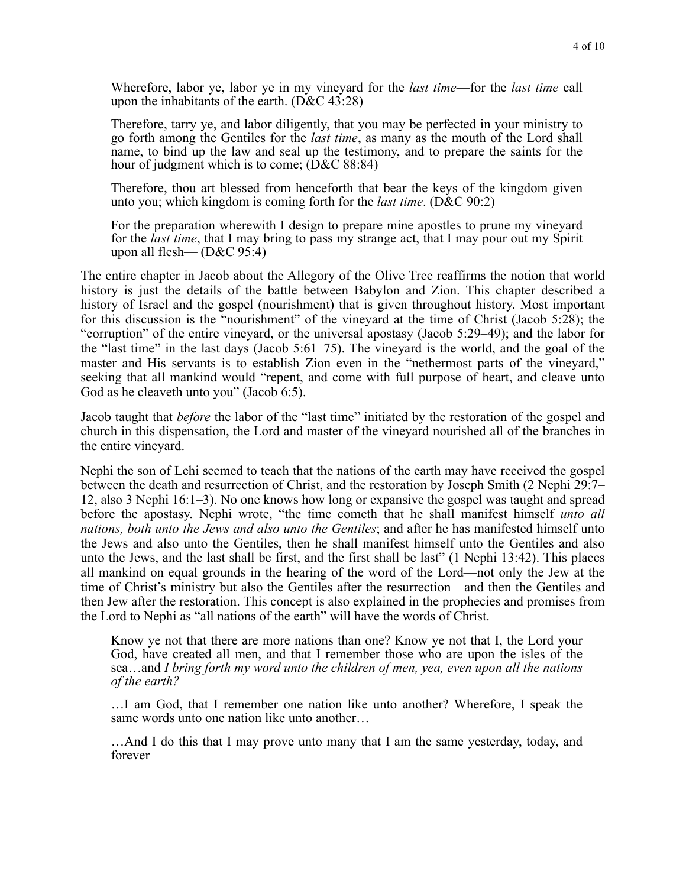> Wherefore, labor ye, labor ye in my vineyard for the *last time*—for the *last time* call upon the inhabitants of the earth. (D&C 43:28)

> Therefore, tarry ye, and labor diligently, that you may be perfected in your ministry to go forth among the Gentiles for the *last time*, as many as the mouth of the Lord shall name, to bind up the law and seal up the testimony, and to prepare the saints for the hour of judgment which is to come; (D&C 88:84)

> Therefore, thou art blessed from henceforth that bear the keys of the kingdom given unto you; which kingdom is coming forth for the *last time*. (D&C 90:2)

> For the preparation wherewith I design to prepare mine apostles to prune my vineyard for the *last time*, that I may bring to pass my strange act, that I may pour out my Spirit upon all flesh— (D&C 95:4)

The entire chapter in Jacob about the Allegory of the Olive Tree reaffirms the notion that world history is just the details of the battle between Babylon and Zion. This chapter described a history of Israel and the gospel (nourishment) that is given throughout history. Most important for this discussion is the "nourishment" of the vineyard at the time of Christ (Jacob 5:28); the "corruption" of the entire vineyard, or the universal apostasy (Jacob 5:29–49); and the labor for the "last time" in the last days (Jacob 5:61–75). The vineyard is the world, and the goal of the master and His servants is to establish Zion even in the "nethermost parts of the vineyard," seeking that all mankind would "repent, and come with full purpose of heart, and cleave unto God as he cleaveth unto you" (Jacob 6:5).

Jacob taught that *before* the labor of the "last time" initiated by the restoration of the gospel and church in this dispensation, the Lord and master of the vineyard nourished all of the branches in the entire vineyard.

Nephi the son of Lehi seemed to teach that the nations of the earth may have received the gospel between the death and resurrection of Christ, and the restoration by Joseph Smith (2 Nephi 29:7–12, also 3 Nephi 16:1–3). No one knows how long or expansive the gospel was taught and spread before the apostasy. Nephi wrote, "the time cometh that he shall manifest himself *unto all nations, both unto the Jews and also unto the Gentiles*; and after he has manifested himself unto the Jews and also unto the Gentiles, then he shall manifest himself unto the Gentiles and also unto the Jews, and the last shall be first, and the first shall be last" (1 Nephi 13:42). This places all mankind on equal grounds in the hearing of the word of the Lord—not only the Jew at the time of Christ's ministry but also the Gentiles after the resurrection—and then the Gentiles and then Jew after the restoration. This concept is also explained in the prophecies and promises from the Lord to Nephi as "all nations of the earth" will have the words of Christ.

> Know ye not that there are more nations than one? Know ye not that I, the Lord your God, have created all men, and that I remember those who are upon the isles of the sea…and *I bring forth my word unto the children of men, yea, even upon all the nations of the earth?*

> …I am God, that I remember one nation like unto another? Wherefore, I speak the same words unto one nation like unto another…

> …And I do this that I may prove unto many that I am the same yesterday, today, and forever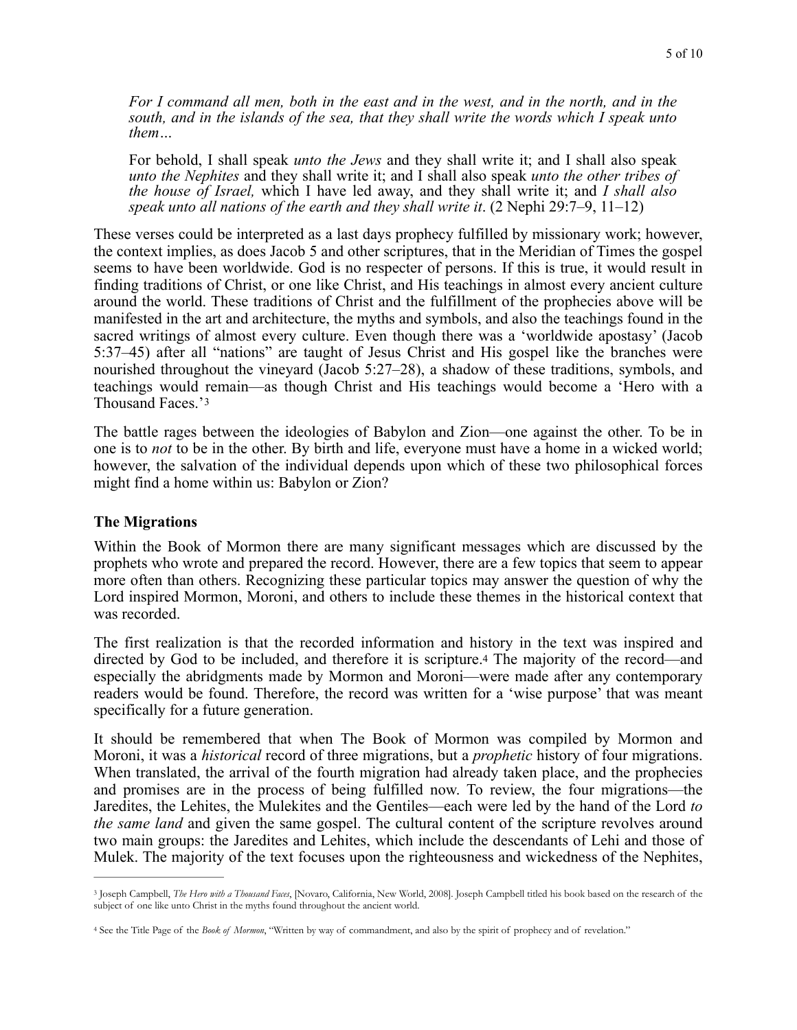> *For I command all men, both in the east and in the west, and in the north, and in the south, and in the islands of the sea, that they shall write the words which I speak unto them…*
>
> For behold, I shall speak *unto the Jews* and they shall write it; and I shall also speak *unto the Nephites* and they shall write it; and I shall also speak *unto the other tribes of the house of Israel,* which I have led away, and they shall write it; and *I shall also speak unto all nations of the earth and they shall write it*. (2 Nephi 29:7–9, 11–12)

These verses could be interpreted as a last days prophecy fulfilled by missionary work; however, the context implies, as does Jacob 5 and other scriptures, that in the Meridian of Times the gospel seems to have been worldwide. God is no respecter of persons. If this is true, it would result in finding traditions of Christ, or one like Christ, and His teachings in almost every ancient culture around the world. These traditions of Christ and the fulfillment of the prophecies above will be manifested in the art and architecture, the myths and symbols, and also the teachings found in the sacred writings of almost every culture. Even though there was a 'worldwide apostasy' (Jacob 5:37–45) after all "nations" are taught of Jesus Christ and His gospel like the branches were nourished throughout the vineyard (Jacob 5:27–28), a shadow of these traditions, symbols, and teachings would remain—as though Christ and His teachings would become a 'Hero with a Thousand Faces.'[3]

The battle rages between the ideologies of Babylon and Zion—one against the other. To be in one is to *not* to be in the other. By birth and life, everyone must have a home in a wicked world; however, the salvation of the individual depends upon which of these two philosophical forces might find a home within us: Babylon or Zion?

### The Migrations

Within the Book of Mormon there are many significant messages which are discussed by the prophets who wrote and prepared the record. However, there are a few topics that seem to appear more often than others. Recognizing these particular topics may answer the question of why the Lord inspired Mormon, Moroni, and others to include these themes in the historical context that was recorded.

The first realization is that the recorded information and history in the text was inspired and directed by God to be included, and therefore it is scripture.[4] The majority of the record—and especially the abridgments made by Mormon and Moroni—were made after any contemporary readers would be found. Therefore, the record was written for a 'wise purpose' that was meant specifically for a future generation.

It should be remembered that when The Book of Mormon was compiled by Mormon and Moroni, it was a *historical* record of three migrations, but a *prophetic* history of four migrations. When translated, the arrival of the fourth migration had already taken place, and the prophecies and promises are in the process of being fulfilled now. To review, the four migrations—the Jaredites, the Lehites, the Mulekites and the Gentiles—each were led by the hand of the Lord *to the same land* and given the same gospel. The cultural content of the scripture revolves around two main groups: the Jaredites and Lehites, which include the descendants of Lehi and those of Mulek. The majority of the text focuses upon the righteousness and wickedness of the Nephites,

---

[3] Joseph Campbell, *The Hero with a Thousand Faces*, [Novaro, California, New World, 2008]. Joseph Campbell titled his book based on the research of the subject of one like unto Christ in the myths found throughout the ancient world.

[4] See the Title Page of the *Book of Mormon*, "Written by way of commandment, and also by the spirit of prophecy and of revelation."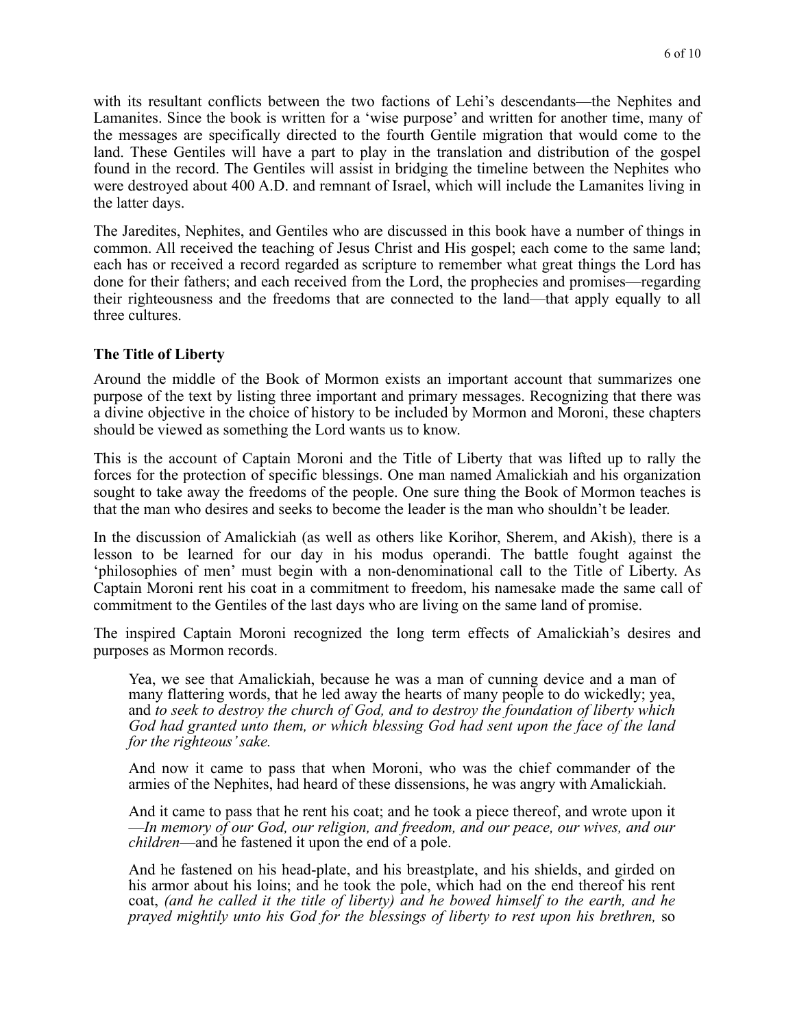with its resultant conflicts between the two factions of Lehi's descendants—the Nephites and Lamanites. Since the book is written for a 'wise purpose' and written for another time, many of the messages are specifically directed to the fourth Gentile migration that would come to the land. These Gentiles will have a part to play in the translation and distribution of the gospel found in the record. The Gentiles will assist in bridging the timeline between the Nephites who were destroyed about 400 A.D. and remnant of Israel, which will include the Lamanites living in the latter days.

The Jaredites, Nephites, and Gentiles who are discussed in this book have a number of things in common. All received the teaching of Jesus Christ and His gospel; each come to the same land; each has or received a record regarded as scripture to remember what great things the Lord has done for their fathers; and each received from the Lord, the prophecies and promises—regarding their righteousness and the freedoms that are connected to the land—that apply equally to all three cultures.

**The Title of Liberty**

Around the middle of the Book of Mormon exists an important account that summarizes one purpose of the text by listing three important and primary messages. Recognizing that there was a divine objective in the choice of history to be included by Mormon and Moroni, these chapters should be viewed as something the Lord wants us to know.

This is the account of Captain Moroni and the Title of Liberty that was lifted up to rally the forces for the protection of specific blessings. One man named Amalickiah and his organization sought to take away the freedoms of the people. One sure thing the Book of Mormon teaches is that the man who desires and seeks to become the leader is the man who shouldn't be leader.

In the discussion of Amalickiah (as well as others like Korihor, Sherem, and Akish), there is a lesson to be learned for our day in his modus operandi. The battle fought against the 'philosophies of men' must begin with a non-denominational call to the Title of Liberty. As Captain Moroni rent his coat in a commitment to freedom, his namesake made the same call of commitment to the Gentiles of the last days who are living on the same land of promise.

The inspired Captain Moroni recognized the long term effects of Amalickiah's desires and purposes as Mormon records.

> Yea, we see that Amalickiah, because he was a man of cunning device and a man of many flattering words, that he led away the hearts of many people to do wickedly; yea, and *to seek to destroy the church of God, and to destroy the foundation of liberty which God had granted unto them, or which blessing God had sent upon the face of the land for the righteous' sake.*
>
> And now it came to pass that when Moroni, who was the chief commander of the armies of the Nephites, had heard of these dissensions, he was angry with Amalickiah.
>
> And it came to pass that he rent his coat; and he took a piece thereof, and wrote upon it—*In memory of our God, our religion, and freedom, and our peace, our wives, and our children*—and he fastened it upon the end of a pole.
>
> And he fastened on his head-plate, and his breastplate, and his shields, and girded on his armor about his loins; and he took the pole, which had on the end thereof his rent coat, *(and he called it the title of liberty) and he bowed himself to the earth, and he prayed mightily unto his God for the blessings of liberty to rest upon his brethren,* so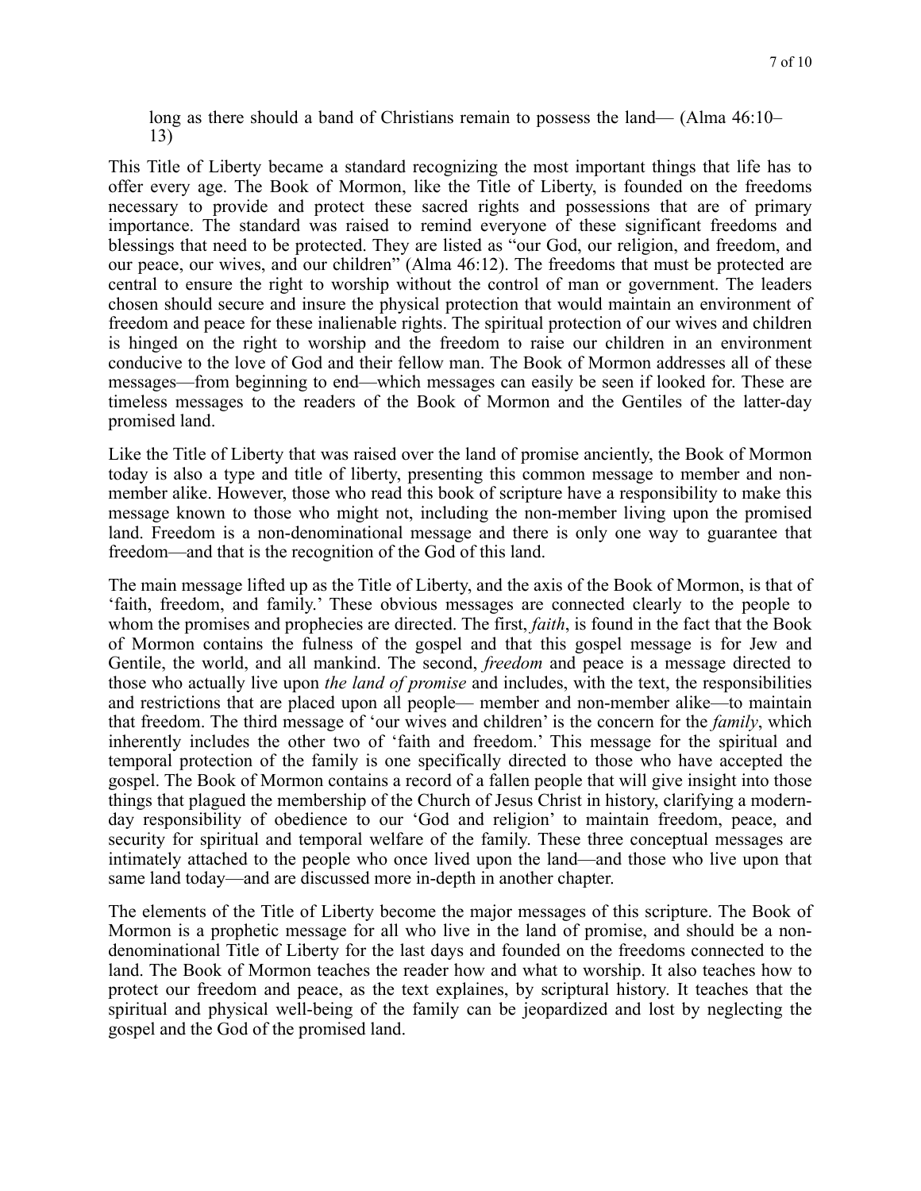> long as there should a band of Christians remain to possess the land— (Alma 46:10–13)

This Title of Liberty became a standard recognizing the most important things that life has to offer every age. The Book of Mormon, like the Title of Liberty, is founded on the freedoms necessary to provide and protect these sacred rights and possessions that are of primary importance. The standard was raised to remind everyone of these significant freedoms and blessings that need to be protected. They are listed as "our God, our religion, and freedom, and our peace, our wives, and our children" (Alma 46:12). The freedoms that must be protected are central to ensure the right to worship without the control of man or government. The leaders chosen should secure and insure the physical protection that would maintain an environment of freedom and peace for these inalienable rights. The spiritual protection of our wives and children is hinged on the right to worship and the freedom to raise our children in an environment conducive to the love of God and their fellow man. The Book of Mormon addresses all of these messages—from beginning to end—which messages can easily be seen if looked for. These are timeless messages to the readers of the Book of Mormon and the Gentiles of the latter-day promised land.

Like the Title of Liberty that was raised over the land of promise anciently, the Book of Mormon today is also a type and title of liberty, presenting this common message to member and non-member alike. However, those who read this book of scripture have a responsibility to make this message known to those who might not, including the non-member living upon the promised land. Freedom is a non-denominational message and there is only one way to guarantee that freedom—and that is the recognition of the God of this land.

The main message lifted up as the Title of Liberty, and the axis of the Book of Mormon, is that of 'faith, freedom, and family.' These obvious messages are connected clearly to the people to whom the promises and prophecies are directed. The first, *faith*, is found in the fact that the Book of Mormon contains the fulness of the gospel and that this gospel message is for Jew and Gentile, the world, and all mankind. The second, *freedom* and peace is a message directed to those who actually live upon *the land of promise* and includes, with the text, the responsibilities and restrictions that are placed upon all people— member and non-member alike—to maintain that freedom. The third message of 'our wives and children' is the concern for the *family*, which inherently includes the other two of 'faith and freedom.' This message for the spiritual and temporal protection of the family is one specifically directed to those who have accepted the gospel. The Book of Mormon contains a record of a fallen people that will give insight into those things that plagued the membership of the Church of Jesus Christ in history, clarifying a modern-day responsibility of obedience to our 'God and religion' to maintain freedom, peace, and security for spiritual and temporal welfare of the family. These three conceptual messages are intimately attached to the people who once lived upon the land—and those who live upon that same land today—and are discussed more in-depth in another chapter.

The elements of the Title of Liberty become the major messages of this scripture. The Book of Mormon is a prophetic message for all who live in the land of promise, and should be a non-denominational Title of Liberty for the last days and founded on the freedoms connected to the land. The Book of Mormon teaches the reader how and what to worship. It also teaches how to protect our freedom and peace, as the text explaines, by scriptural history. It teaches that the spiritual and physical well-being of the family can be jeopardized and lost by neglecting the gospel and the God of the promised land.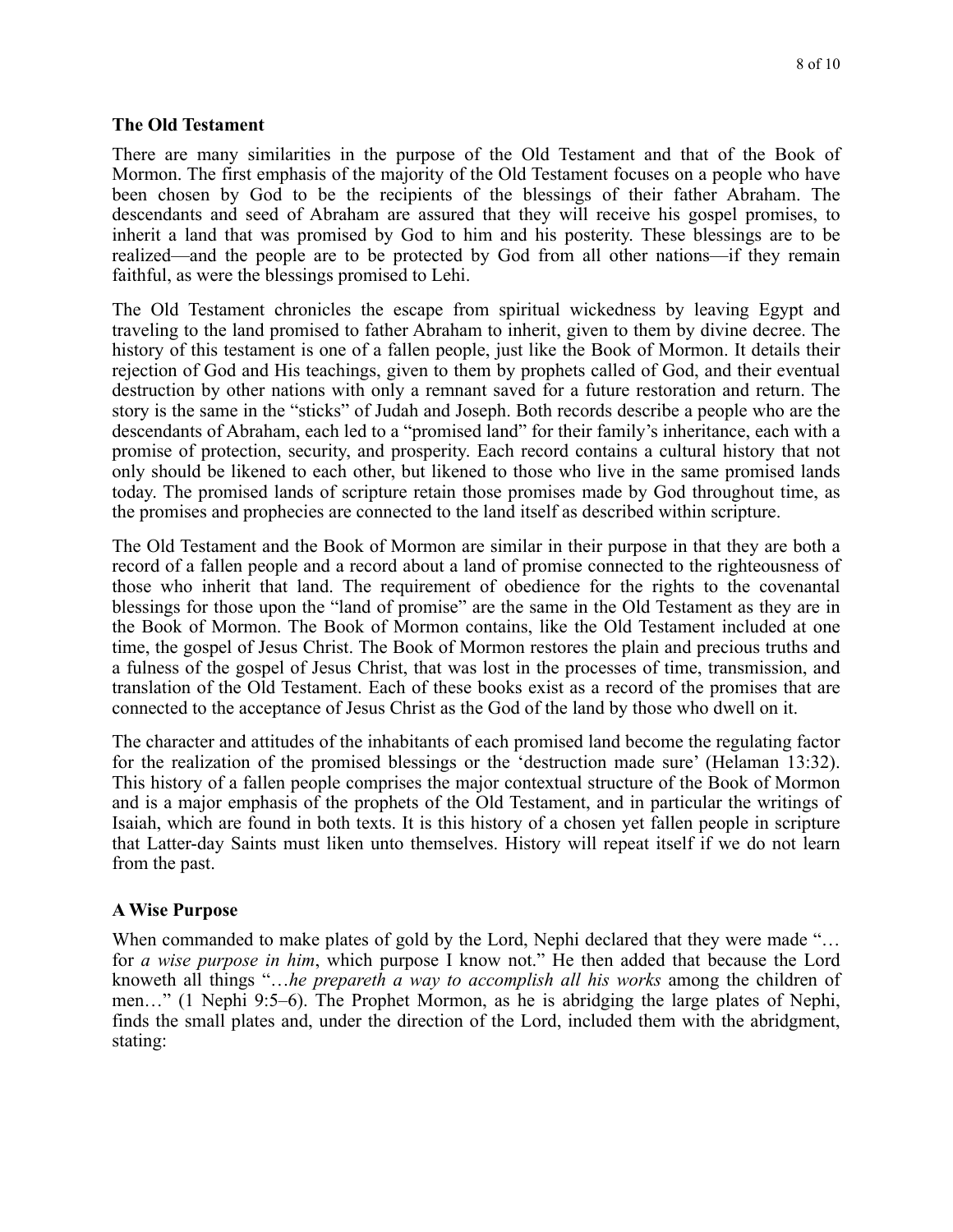**The Old Testament**

There are many similarities in the purpose of the Old Testament and that of the Book of Mormon. The first emphasis of the majority of the Old Testament focuses on a people who have been chosen by God to be the recipients of the blessings of their father Abraham. The descendants and seed of Abraham are assured that they will receive his gospel promises, to inherit a land that was promised by God to him and his posterity. These blessings are to be realized—and the people are to be protected by God from all other nations—if they remain faithful, as were the blessings promised to Lehi.

The Old Testament chronicles the escape from spiritual wickedness by leaving Egypt and traveling to the land promised to father Abraham to inherit, given to them by divine decree. The history of this testament is one of a fallen people, just like the Book of Mormon. It details their rejection of God and His teachings, given to them by prophets called of God, and their eventual destruction by other nations with only a remnant saved for a future restoration and return. The story is the same in the "sticks" of Judah and Joseph. Both records describe a people who are the descendants of Abraham, each led to a "promised land" for their family's inheritance, each with a promise of protection, security, and prosperity. Each record contains a cultural history that not only should be likened to each other, but likened to those who live in the same promised lands today. The promised lands of scripture retain those promises made by God throughout time, as the promises and prophecies are connected to the land itself as described within scripture.

The Old Testament and the Book of Mormon are similar in their purpose in that they are both a record of a fallen people and a record about a land of promise connected to the righteousness of those who inherit that land. The requirement of obedience for the rights to the covenantal blessings for those upon the "land of promise" are the same in the Old Testament as they are in the Book of Mormon. The Book of Mormon contains, like the Old Testament included at one time, the gospel of Jesus Christ. The Book of Mormon restores the plain and precious truths and a fulness of the gospel of Jesus Christ, that was lost in the processes of time, transmission, and translation of the Old Testament. Each of these books exist as a record of the promises that are connected to the acceptance of Jesus Christ as the God of the land by those who dwell on it.

The character and attitudes of the inhabitants of each promised land become the regulating factor for the realization of the promised blessings or the 'destruction made sure' (Helaman 13:32). This history of a fallen people comprises the major contextual structure of the Book of Mormon and is a major emphasis of the prophets of the Old Testament, and in particular the writings of Isaiah, which are found in both texts. It is this history of a chosen yet fallen people in scripture that Latter-day Saints must liken unto themselves. History will repeat itself if we do not learn from the past.

**A Wise Purpose**

When commanded to make plates of gold by the Lord, Nephi declared that they were made "… for *a wise purpose in him*, which purpose I know not." He then added that because the Lord knoweth all things "…*he prepareth a way to accomplish all his works* among the children of men…" (1 Nephi 9:5–6). The Prophet Mormon, as he is abridging the large plates of Nephi, finds the small plates and, under the direction of the Lord, included them with the abridgment, stating: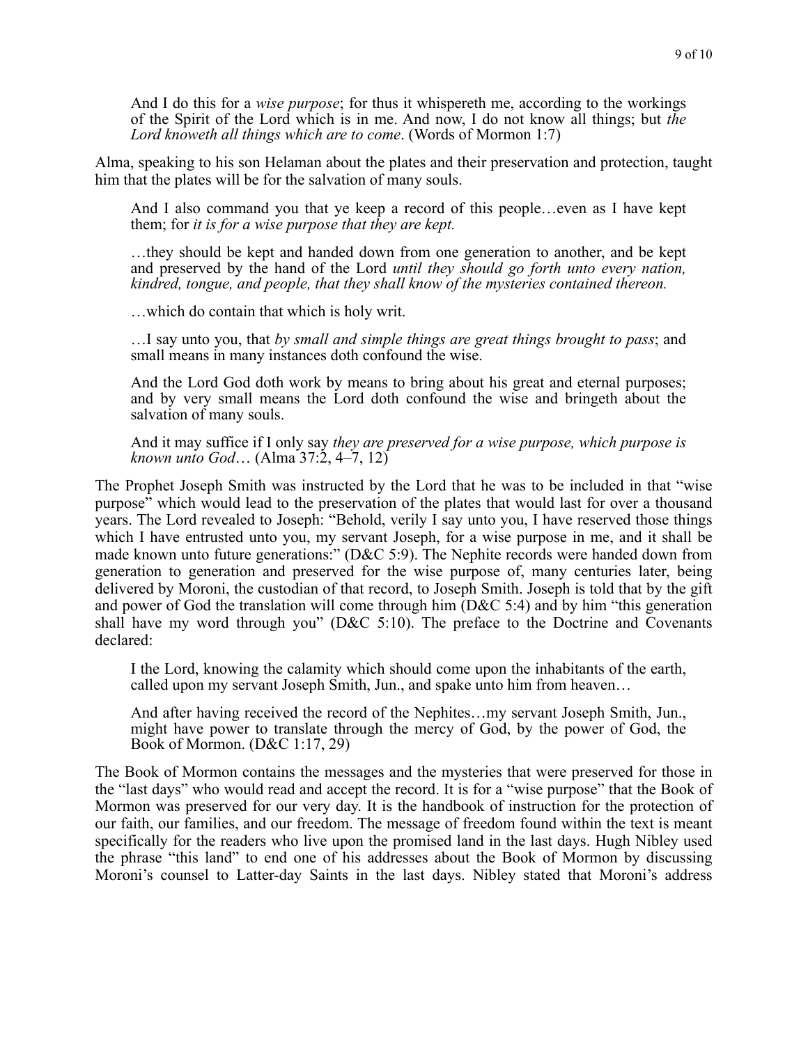> And I do this for a *wise purpose*; for thus it whispereth me, according to the workings of the Spirit of the Lord which is in me. And now, I do not know all things; but *the Lord knoweth all things which are to come*. (Words of Mormon 1:7)

Alma, speaking to his son Helaman about the plates and their preservation and protection, taught him that the plates will be for the salvation of many souls.

> And I also command you that ye keep a record of this people…even as I have kept them; for *it is for a wise purpose that they are kept.*
>
> …they should be kept and handed down from one generation to another, and be kept and preserved by the hand of the Lord *until they should go forth unto every nation, kindred, tongue, and people, that they shall know of the mysteries contained thereon.*
>
> …which do contain that which is holy writ.
>
> …I say unto you, that *by small and simple things are great things brought to pass*; and small means in many instances doth confound the wise.
>
> And the Lord God doth work by means to bring about his great and eternal purposes; and by very small means the Lord doth confound the wise and bringeth about the salvation of many souls.
>
> And it may suffice if I only say *they are preserved for a wise purpose, which purpose is known unto God*… (Alma 37:2, 4–7, 12)

The Prophet Joseph Smith was instructed by the Lord that he was to be included in that "wise purpose" which would lead to the preservation of the plates that would last for over a thousand years. The Lord revealed to Joseph: "Behold, verily I say unto you, I have reserved those things which I have entrusted unto you, my servant Joseph, for a wise purpose in me, and it shall be made known unto future generations:" (D&C 5:9). The Nephite records were handed down from generation to generation and preserved for the wise purpose of, many centuries later, being delivered by Moroni, the custodian of that record, to Joseph Smith. Joseph is told that by the gift and power of God the translation will come through him (D&C 5:4) and by him "this generation shall have my word through you" (D&C 5:10). The preface to the Doctrine and Covenants declared:

> I the Lord, knowing the calamity which should come upon the inhabitants of the earth, called upon my servant Joseph Smith, Jun., and spake unto him from heaven…
>
> And after having received the record of the Nephites…my servant Joseph Smith, Jun., might have power to translate through the mercy of God, by the power of God, the Book of Mormon. (D&C 1:17, 29)

The Book of Mormon contains the messages and the mysteries that were preserved for those in the "last days" who would read and accept the record. It is for a "wise purpose" that the Book of Mormon was preserved for our very day. It is the handbook of instruction for the protection of our faith, our families, and our freedom. The message of freedom found within the text is meant specifically for the readers who live upon the promised land in the last days. Hugh Nibley used the phrase "this land" to end one of his addresses about the Book of Mormon by discussing Moroni's counsel to Latter-day Saints in the last days. Nibley stated that Moroni's address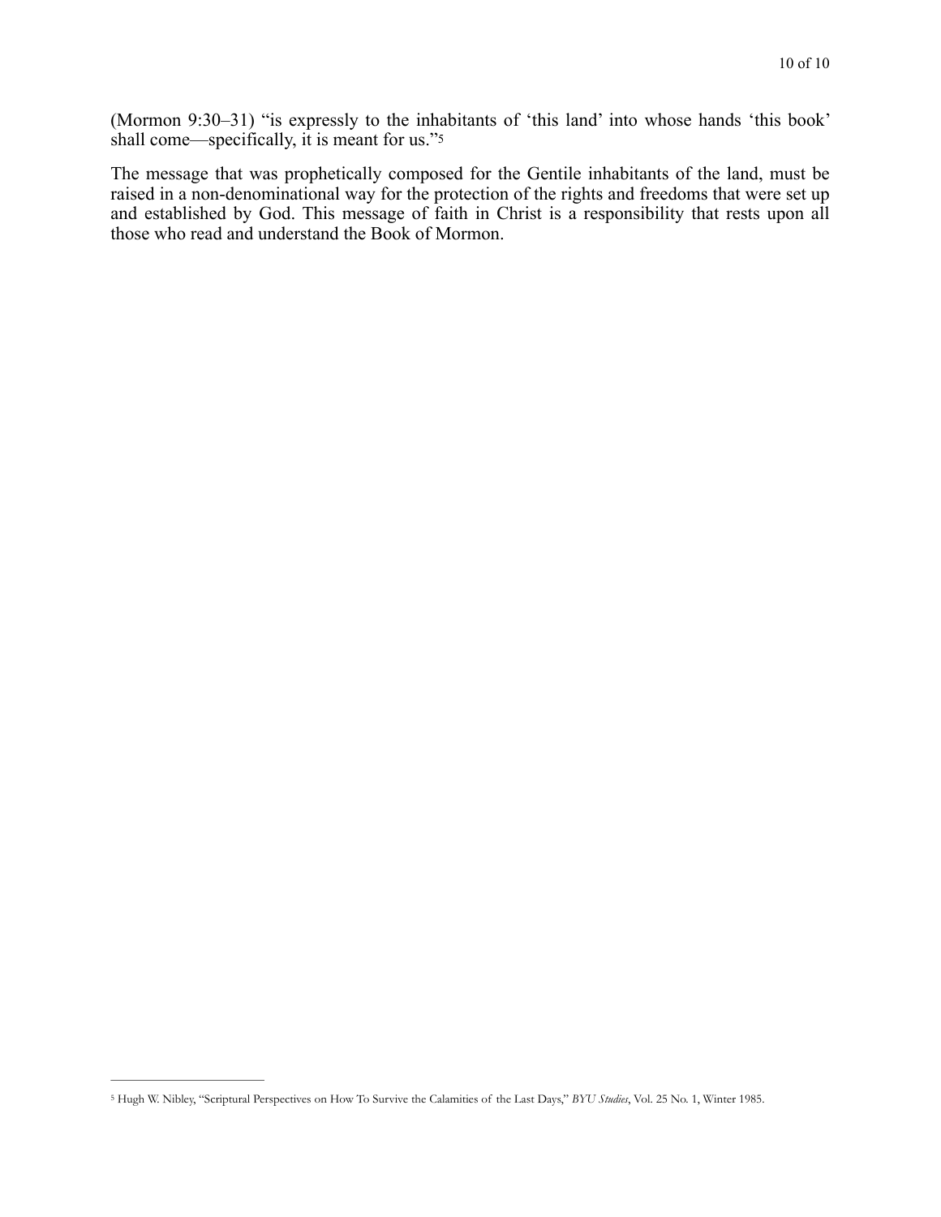(Mormon 9:30–31) "is expressly to the inhabitants of 'this land' into whose hands 'this book' shall come—specifically, it is meant for us."[5]

The message that was prophetically composed for the Gentile inhabitants of the land, must be raised in a non-denominational way for the protection of the rights and freedoms that were set up and established by God. This message of faith in Christ is a responsibility that rests upon all those who read and understand the Book of Mormon.

---

[5] Hugh W. Nibley, "Scriptural Perspectives on How To Survive the Calamities of the Last Days," *BYU Studies*, Vol. 25 No. 1, Winter 1985.